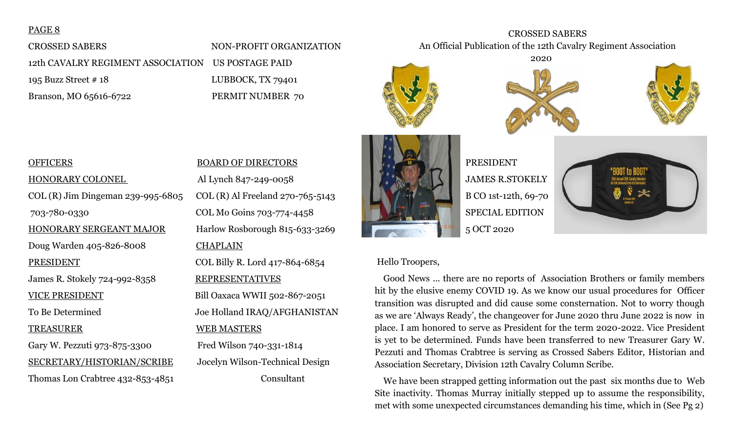PAGE 8

CROSSED SABERS
12th CAVALRY REGIMENT ASSOCIATION
195 Buzz Street # 18
Branson, MO 65616-6722

NON-PROFIT ORGANIZATION
US POSTAGE PAID
LUBBOCK, TX 79401
PERMIT NUMBER 70

OFFICERS

HONORARY COLONEL
COL (R) Jim Dingeman 239-995-6805
703-780-0330

HONORARY SERGEANT MAJOR
Doug Warden 405-826-8008

PRESIDENT
James R. Stokely 724-992-8358

VICE PRESIDENT
To Be Determined

TREASURER
Gary W. Pezzuti 973-875-3300

SECRETARY/HISTORIAN/SCRIBE
Thomas Lon Crabtree 432-853-4851

BOARD OF DIRECTORS
Al Lynch 847-249-0058
COL (R) Al Freeland 270-765-5143
COL Mo Goins 703-774-4458
Harlow Rosborough 815-633-3269

CHAPLAIN
COL Billy R. Lord 417-864-6854

REPRESENTATIVES
Bill Oaxaca WWII 502-867-2051
Joe Holland IRAQ/AFGHANISTAN

WEB MASTERS
Fred Wilson 740-331-1814
Jocelyn Wilson-Technical Design Consultant

CROSSED SABERS
An Official Publication of the 12th Cavalry Regiment Association
2020

PRESIDENT
JAMES R.STOKELY
B CO 1st-12th, 69-70
SPECIAL EDITION
5 OCT 2020

Hello Troopers,

Good News … there are no reports of Association Brothers or family members hit by the elusive enemy COVID 19. As we know our usual procedures for Officer transition was disrupted and did cause some consternation. Not to worry though as we are 'Always Ready', the changeover for June 2020 thru June 2022 is now in place. I am honored to serve as President for the term 2020-2022. Vice President is yet to be determined. Funds have been transferred to new Treasurer Gary W. Pezzuti and Thomas Crabtree is serving as Crossed Sabers Editor, Historian and Association Secretary, Division 12th Cavalry Column Scribe.

We have been strapped getting information out the past six months due to Web Site inactivity. Thomas Murray initially stepped up to assume the responsibility, met with some unexpected circumstances demanding his time, which in (See Pg 2)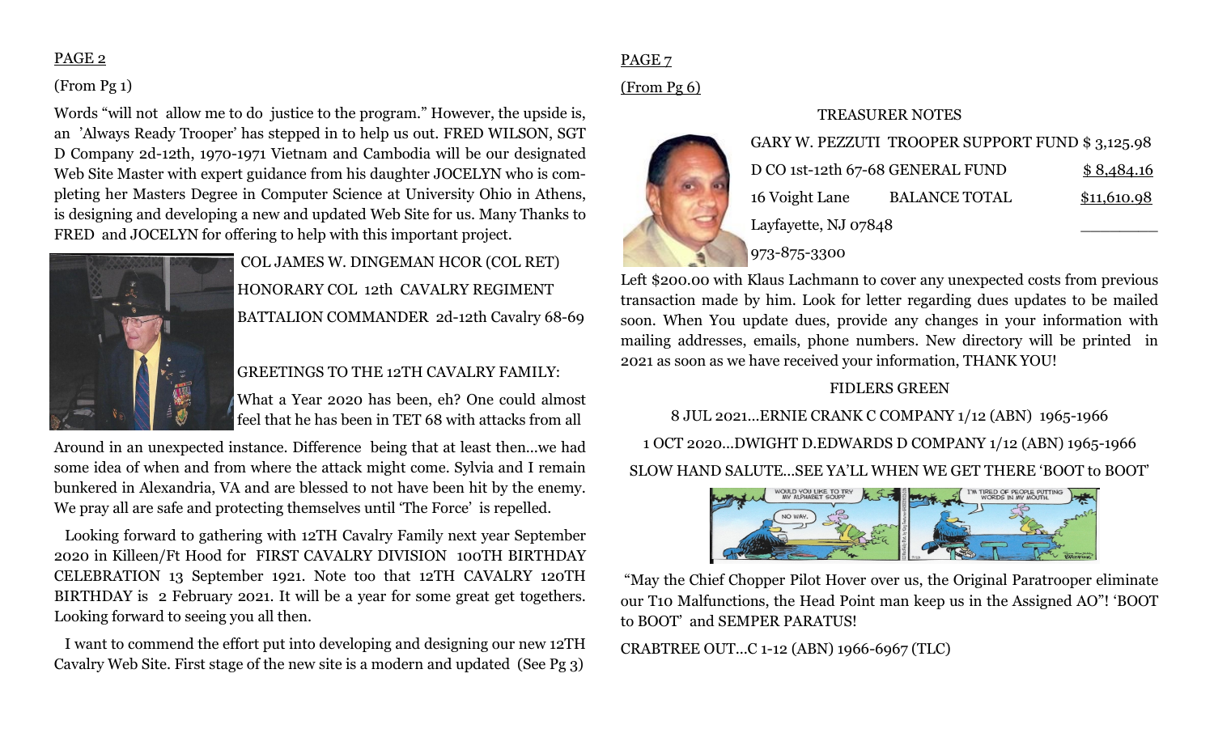PAGE 2

(From Pg 1)

Words "will not allow me to do justice to the program." However, the upside is, an 'Always Ready Trooper' has stepped in to help us out. FRED WILSON, SGT D Company 2d-12th, 1970-1971 Vietnam and Cambodia will be our designated Web Site Master with expert guidance from his daughter JOCELYN who is completing her Masters Degree in Computer Science at University Ohio in Athens, is designing and developing a new and updated Web Site for us. Many Thanks to FRED and JOCELYN for offering to help with this important project.

COL JAMES W. DINGEMAN HCOR (COL RET)

HONORARY COL 12th CAVALRY REGIMENT

BATTALION COMMANDER 2d-12th Cavalry 68-69

GREETINGS TO THE 12TH CAVALRY FAMILY:

What a Year 2020 has been, eh? One could almost feel that he has been in TET 68 with attacks from all Around in an unexpected instance. Difference being that at least then...we had some idea of when and from where the attack might come. Sylvia and I remain bunkered in Alexandria, VA and are blessed to not have been hit by the enemy. We pray all are safe and protecting themselves until 'The Force' is repelled.

Looking forward to gathering with 12TH Cavalry Family next year September 2020 in Killeen/Ft Hood for FIRST CAVALRY DIVISION 100TH BIRTHDAY CELEBRATION 13 September 1921. Note too that 12TH CAVALRY 120TH BIRTHDAY is 2 February 2021. It will be a year for some great get togethers. Looking forward to seeing you all then.

I want to commend the effort put into developing and designing our new 12TH Cavalry Web Site. First stage of the new site is a modern and updated (See Pg 3)

PAGE 7

(From Pg 6)

TREASURER NOTES

| | |
|---|---|
| GARY W. PEZZUTI TROOPER SUPPORT FUND | $ 3,125.98 |
| D CO 1st-12th 67-68 GENERAL FUND | $ 8,484.16 |
| 16 Voight Lane BALANCE TOTAL | $11,610.98 |

Layfayette, NJ 07848

973-875-3300

Left $200.00 with Klaus Lachmann to cover any unexpected costs from previous transaction made by him. Look for letter regarding dues updates to be mailed soon. When You update dues, provide any changes in your information with mailing addresses, emails, phone numbers. New directory will be printed in 2021 as soon as we have received your information, THANK YOU!

FIDLERS GREEN

8 JUL 2021...ERNIE CRANK C COMPANY 1/12 (ABN) 1965-1966

1 OCT 2020...DWIGHT D.EDWARDS D COMPANY 1/12 (ABN) 1965-1966

SLOW HAND SALUTE...SEE YA'LL WHEN WE GET THERE 'BOOT to BOOT'

"May the Chief Chopper Pilot Hover over us, the Original Paratrooper eliminate our T10 Malfunctions, the Head Point man keep us in the Assigned AO"! 'BOOT to BOOT' and SEMPER PARATUS!

CRABTREE OUT...C 1-12 (ABN) 1966-6967 (TLC)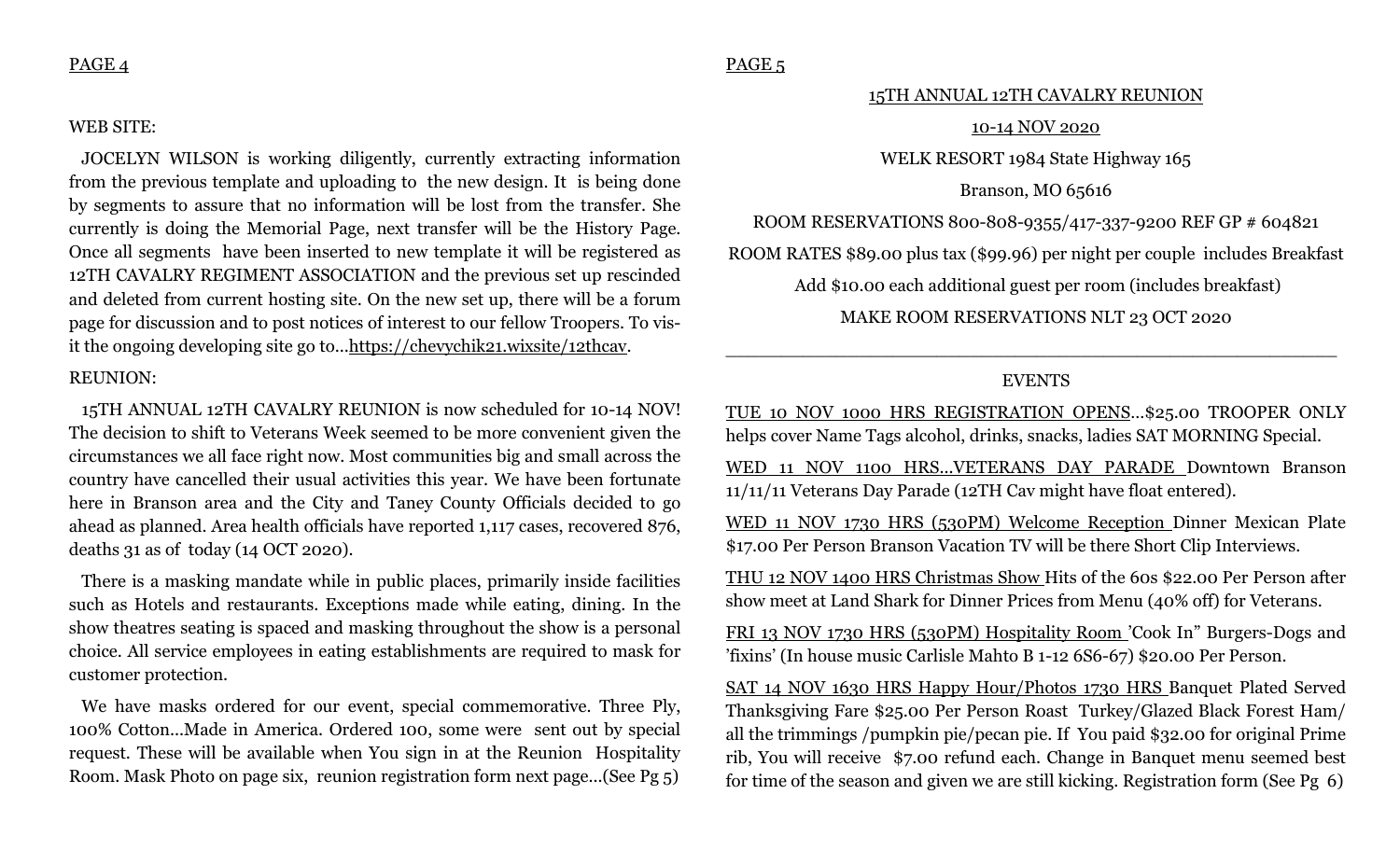WEB SITE:

JOCELYN WILSON is working diligently, currently extracting information from the previous template and uploading to the new design. It is being done by segments to assure that no information will be lost from the transfer. She currently is doing the Memorial Page, next transfer will be the History Page. Once all segments have been inserted to new template it will be registered as 12TH CAVALRY REGIMENT ASSOCIATION and the previous set up rescinded and deleted from current hosting site. On the new set up, there will be a forum page for discussion and to post notices of interest to our fellow Troopers. To visit the ongoing developing site go to...https://chevychik21.wixsite/12thcav.

REUNION:

15TH ANNUAL 12TH CAVALRY REUNION is now scheduled for 10-14 NOV! The decision to shift to Veterans Week seemed to be more convenient given the circumstances we all face right now. Most communities big and small across the country have cancelled their usual activities this year. We have been fortunate here in Branson area and the City and Taney County Officials decided to go ahead as planned. Area health officials have reported 1,117 cases, recovered 876, deaths 31 as of today (14 OCT 2020).

There is a masking mandate while in public places, primarily inside facilities such as Hotels and restaurants. Exceptions made while eating, dining. In the show theatres seating is spaced and masking throughout the show is a personal choice. All service employees in eating establishments are required to mask for customer protection.

We have masks ordered for our event, special commemorative. Three Ply, 100% Cotton...Made in America. Ordered 100, some were sent out by special request. These will be available when You sign in at the Reunion Hospitality Room. Mask Photo on page six, reunion registration form next page...(See Pg 5)

15TH ANNUAL 12TH CAVALRY REUNION

10-14 NOV 2020

WELK RESORT 1984 State Highway 165

Branson, MO 65616

ROOM RESERVATIONS 800-808-9355/417-337-9200 REF GP # 604821

ROOM RATES $89.00 plus tax ($99.96) per night per couple includes Breakfast

Add $10.00 each additional guest per room (includes breakfast)

MAKE ROOM RESERVATIONS NLT 23 OCT 2020

---

EVENTS

TUE 10 NOV 1000 HRS REGISTRATION OPENS...$25.00 TROOPER ONLY helps cover Name Tags alcohol, drinks, snacks, ladies SAT MORNING Special.

WED 11 NOV 1100 HRS...VETERANS DAY PARADE Downtown Branson 11/11/11 Veterans Day Parade (12TH Cav might have float entered).

WED 11 NOV 1730 HRS (530PM) Welcome Reception Dinner Mexican Plate $17.00 Per Person Branson Vacation TV will be there Short Clip Interviews.

THU 12 NOV 1400 HRS Christmas Show Hits of the 60s $22.00 Per Person after show meet at Land Shark for Dinner Prices from Menu (40% off) for Veterans.

FRI 13 NOV 1730 HRS (530PM) Hospitality Room 'Cook In" Burgers-Dogs and 'fixins' (In house music Carlisle Mahto B 1-12 6S6-67) $20.00 Per Person.

SAT 14 NOV 1630 HRS Happy Hour/Photos 1730 HRS Banquet Plated Served Thanksgiving Fare $25.00 Per Person Roast Turkey/Glazed Black Forest Ham/ all the trimmings /pumpkin pie/pecan pie. If You paid $32.00 for original Prime rib, You will receive $7.00 refund each. Change in Banquet menu seemed best for time of the season and given we are still kicking. Registration form (See Pg 6)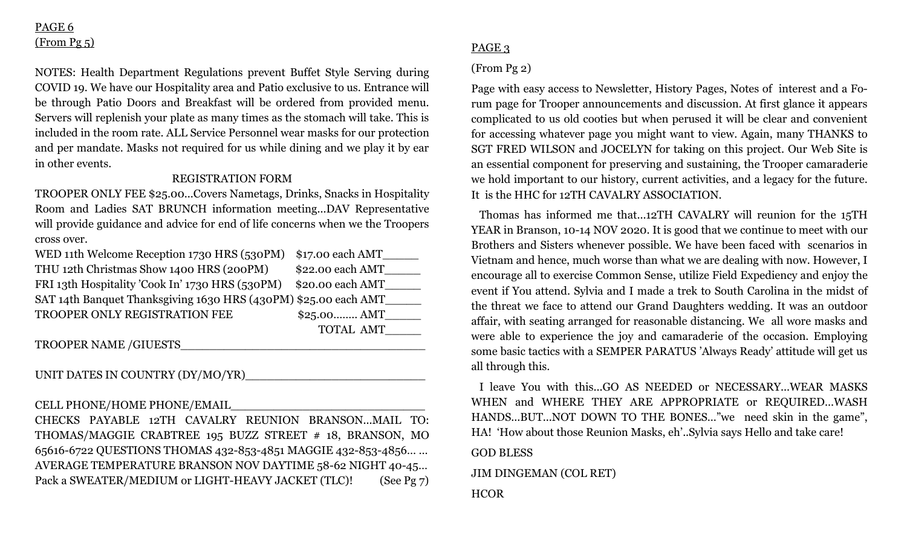PAGE 6
(From Pg 5)

NOTES: Health Department Regulations prevent Buffet Style Serving during COVID 19. We have our Hospitality area and Patio exclusive to us. Entrance will be through Patio Doors and Breakfast will be ordered from provided menu. Servers will replenish your plate as many times as the stomach will take. This is included in the room rate. ALL Service Personnel wear masks for our protection and per mandate. Masks not required for us while dining and we play it by ear in other events.

REGISTRATION FORM

TROOPER ONLY FEE $25.00...Covers Nametags, Drinks, Snacks in Hospitality Room and Ladies SAT BRUNCH information meeting...DAV Representative will provide guidance and advice for end of life concerns when we the Troopers cross over.

| | |
|---|---|
| WED 11th Welcome Reception 1730 HRS (530PM) | $17.00 each AMT_____ |
| THU 12th Christmas Show 1400 HRS (200PM) | $22.00 each AMT_____ |
| FRI 13th Hospitality 'Cook In' 1730 HRS (530PM) | $20.00 each AMT_____ |
| SAT 14th Banquet Thanksgiving 1630 HRS (430PM) | $25.00 each AMT_____ |
| TROOPER ONLY REGISTRATION FEE | $25.00........ AMT_____ |
| | TOTAL AMT_____ |

TROOPER NAME /GIUESTS___________________________________

UNIT DATES IN COUNTRY (DY/MO/YR)_________________________

CELL PHONE/HOME PHONE/EMAIL___________________________

CHECKS PAYABLE 12TH CAVALRY REUNION BRANSON...MAIL TO: THOMAS/MAGGIE CRABTREE 195 BUZZ STREET # 18, BRANSON, MO 65616-6722 QUESTIONS THOMAS 432-853-4851 MAGGIE 432-853-4856... ... AVERAGE TEMPERATURE BRANSON NOV DAYTIME 58-62 NIGHT 40-45... Pack a SWEATER/MEDIUM or LIGHT-HEAVY JACKET (TLC)! (See Pg 7)

PAGE 3

(From Pg 2)

Page with easy access to Newsletter, History Pages, Notes of interest and a Forum page for Trooper announcements and discussion. At first glance it appears complicated to us old cooties but when perused it will be clear and convenient for accessing whatever page you might want to view. Again, many THANKS to SGT FRED WILSON and JOCELYN for taking on this project. Our Web Site is an essential component for preserving and sustaining, the Trooper camaraderie we hold important to our history, current activities, and a legacy for the future. It is the HHC for 12TH CAVALRY ASSOCIATION.

Thomas has informed me that...12TH CAVALRY will reunion for the 15TH YEAR in Branson, 10-14 NOV 2020. It is good that we continue to meet with our Brothers and Sisters whenever possible. We have been faced with scenarios in Vietnam and hence, much worse than what we are dealing with now. However, I encourage all to exercise Common Sense, utilize Field Expediency and enjoy the event if You attend. Sylvia and I made a trek to South Carolina in the midst of the threat we face to attend our Grand Daughters wedding. It was an outdoor affair, with seating arranged for reasonable distancing. We all wore masks and were able to experience the joy and camaraderie of the occasion. Employing some basic tactics with a SEMPER PARATUS 'Always Ready' attitude will get us all through this.

I leave You with this...GO AS NEEDED or NECESSARY...WEAR MASKS WHEN and WHERE THEY ARE APPROPRIATE or REQUIRED...WASH HANDS...BUT...NOT DOWN TO THE BONES..."we need skin in the game", HA! 'How about those Reunion Masks, eh'..Sylvia says Hello and take care!

GOD BLESS

JIM DINGEMAN (COL RET)

HCOR